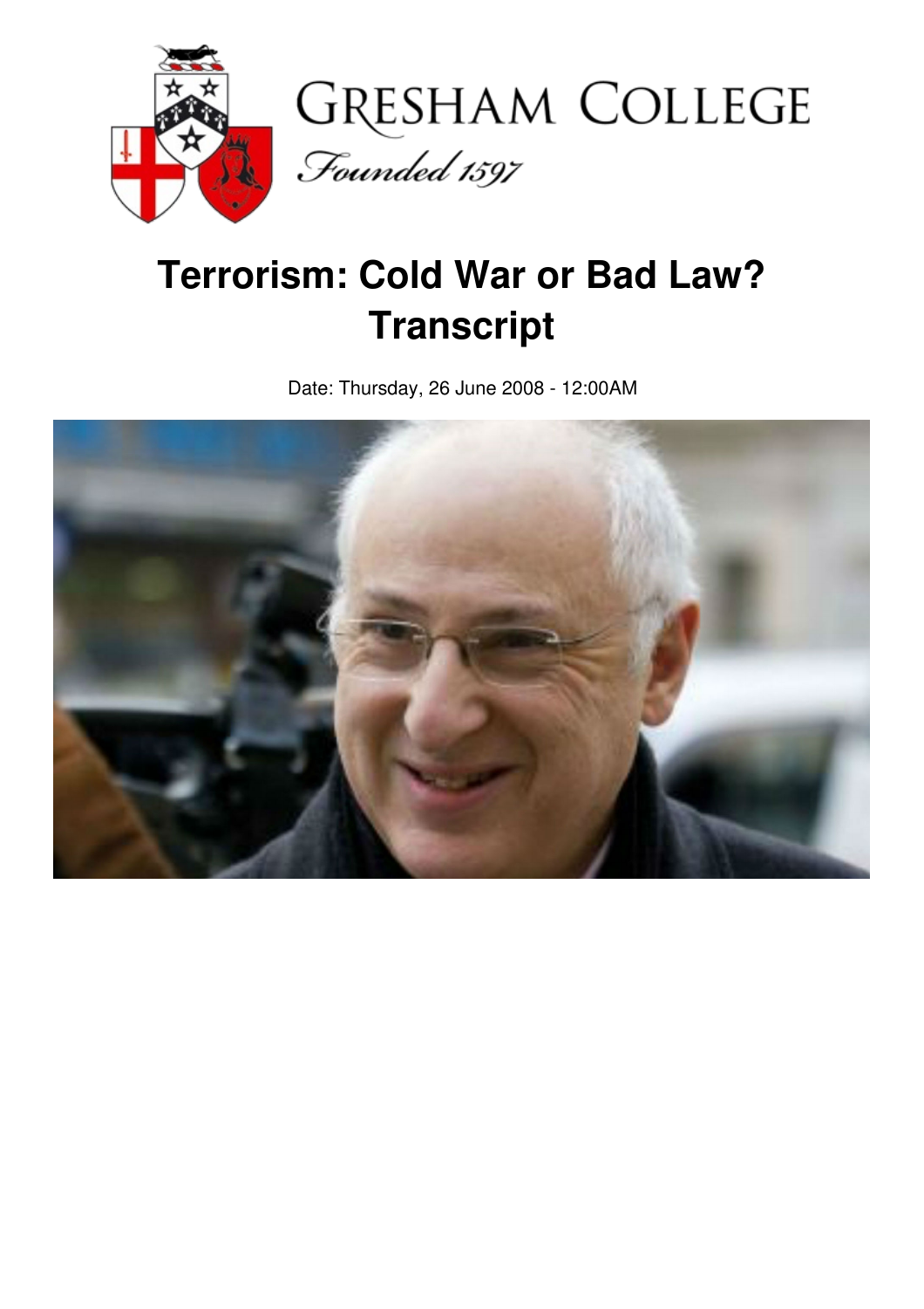# Terrorism: Cold War or Bad Law? Transcript

Date: Thursday, 26 June 2008 - 12:00AM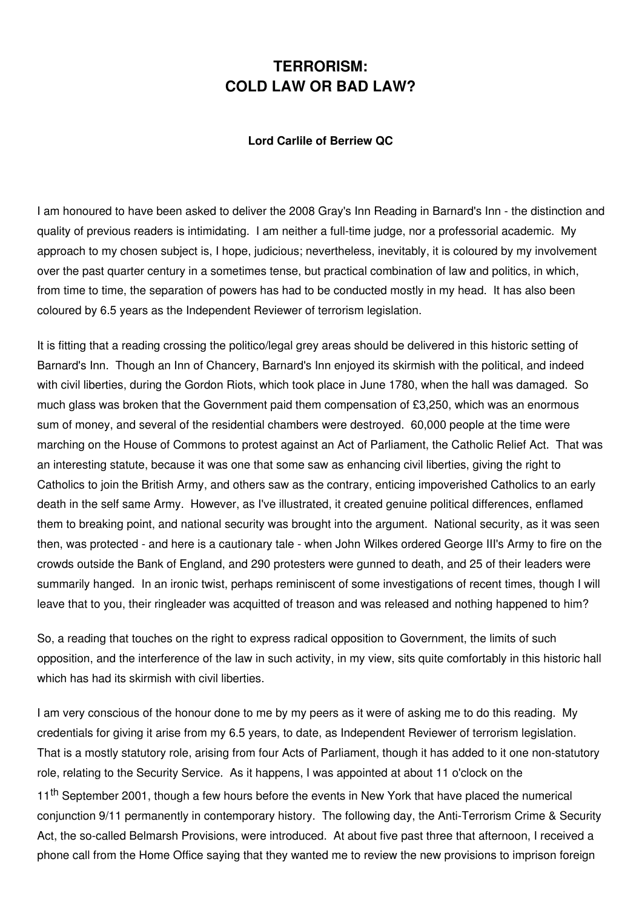# TERRORISM: COLD LAW OR BAD LAW?

**Lord Carlile of Berriew QC**

I am honoured to have been asked to deliver the 2008 Gray's Inn Reading in Barnard's Inn - the distinction and quality of previous readers is intimidating. I am neither a full-time judge, nor a professorial academic. My approach to my chosen subject is, I hope, judicious; nevertheless, inevitably, it is coloured by my involvement over the past quarter century in a sometimes tense, but practical combination of law and politics, in which, from time to time, the separation of powers has had to be conducted mostly in my head. It has also been coloured by 6.5 years as the Independent Reviewer of terrorism legislation.

It is fitting that a reading crossing the politico/legal grey areas should be delivered in this historic setting of Barnard's Inn. Though an Inn of Chancery, Barnard's Inn enjoyed its skirmish with the political, and indeed with civil liberties, during the Gordon Riots, which took place in June 1780, when the hall was damaged. So much glass was broken that the Government paid them compensation of £3,250, which was an enormous sum of money, and several of the residential chambers were destroyed. 60,000 people at the time were marching on the House of Commons to protest against an Act of Parliament, the Catholic Relief Act. That was an interesting statute, because it was one that some saw as enhancing civil liberties, giving the right to Catholics to join the British Army, and others saw as the contrary, enticing impoverished Catholics to an early death in the self same Army. However, as I've illustrated, it created genuine political differences, enflamed them to breaking point, and national security was brought into the argument. National security, as it was seen then, was protected - and here is a cautionary tale - when John Wilkes ordered George III's Army to fire on the crowds outside the Bank of England, and 290 protesters were gunned to death, and 25 of their leaders were summarily hanged. In an ironic twist, perhaps reminiscent of some investigations of recent times, though I will leave that to you, their ringleader was acquitted of treason and was released and nothing happened to him?

So, a reading that touches on the right to express radical opposition to Government, the limits of such opposition, and the interference of the law in such activity, in my view, sits quite comfortably in this historic hall which has had its skirmish with civil liberties.

I am very conscious of the honour done to me by my peers as it were of asking me to do this reading. My credentials for giving it arise from my 6.5 years, to date, as Independent Reviewer of terrorism legislation. That is a mostly statutory role, arising from four Acts of Parliament, though it has added to it one non-statutory role, relating to the Security Service. As it happens, I was appointed at about 11 o'clock on the 11th September 2001, though a few hours before the events in New York that have placed the numerical conjunction 9/11 permanently in contemporary history. The following day, the Anti-Terrorism Crime & Security Act, the so-called Belmarsh Provisions, were introduced. At about five past three that afternoon, I received a phone call from the Home Office saying that they wanted me to review the new provisions to imprison foreign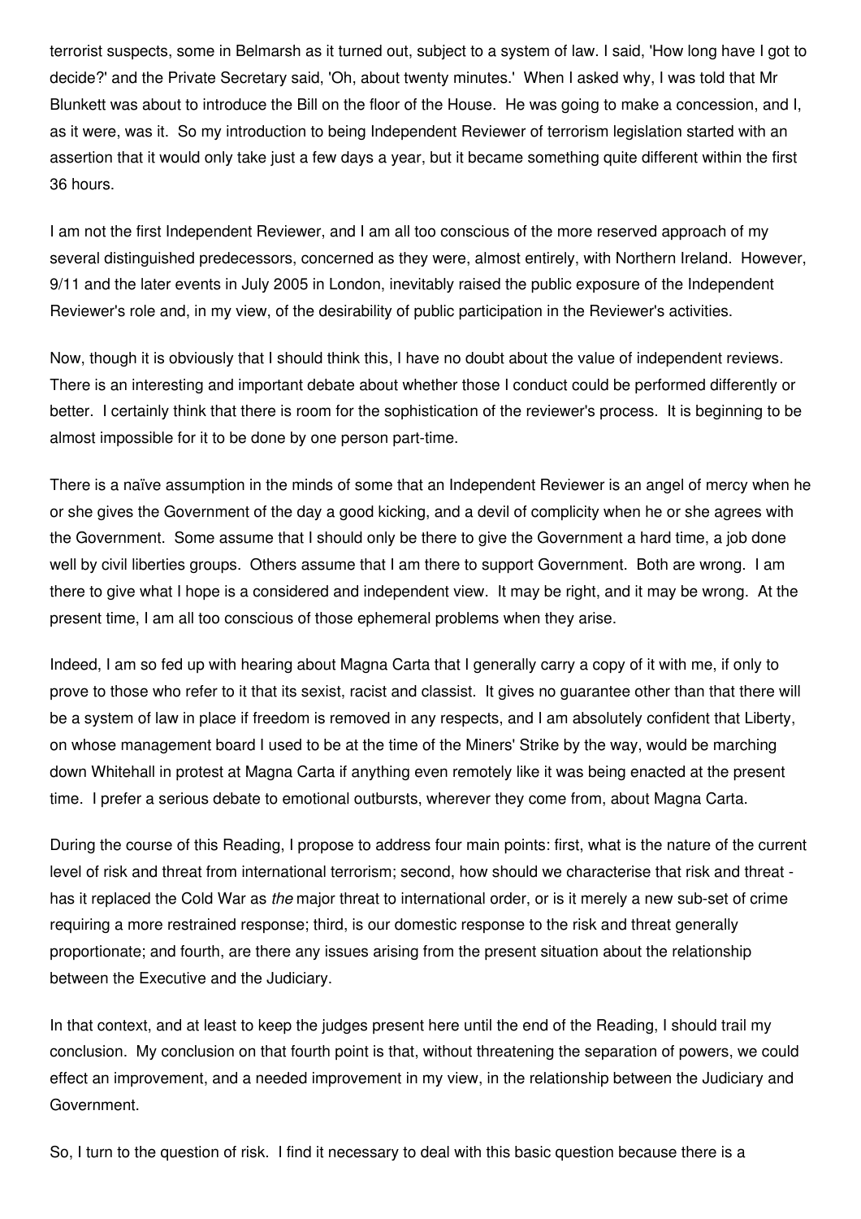terrorist suspects, some in Belmarsh as it turned out, subject to a system of law. I said, 'How long have I got to decide?' and the Private Secretary said, 'Oh, about twenty minutes.' When I asked why, I was told that Mr Blunkett was about to introduce the Bill on the floor of the House. He was going to make a concession, and I, as it were, was it. So my introduction to being Independent Reviewer of terrorism legislation started with an assertion that it would only take just a few days a year, but it became something quite different within the first 36 hours.

I am not the first Independent Reviewer, and I am all too conscious of the more reserved approach of my several distinguished predecessors, concerned as they were, almost entirely, with Northern Ireland. However, 9/11 and the later events in July 2005 in London, inevitably raised the public exposure of the Independent Reviewer's role and, in my view, of the desirability of public participation in the Reviewer's activities.

Now, though it is obviously that I should think this, I have no doubt about the value of independent reviews. There is an interesting and important debate about whether those I conduct could be performed differently or better. I certainly think that there is room for the sophistication of the reviewer's process. It is beginning to be almost impossible for it to be done by one person part-time.

There is a naïve assumption in the minds of some that an Independent Reviewer is an angel of mercy when he or she gives the Government of the day a good kicking, and a devil of complicity when he or she agrees with the Government. Some assume that I should only be there to give the Government a hard time, a job done well by civil liberties groups. Others assume that I am there to support Government. Both are wrong. I am there to give what I hope is a considered and independent view. It may be right, and it may be wrong. At the present time, I am all too conscious of those ephemeral problems when they arise.

Indeed, I am so fed up with hearing about Magna Carta that I generally carry a copy of it with me, if only to prove to those who refer to it that its sexist, racist and classist. It gives no guarantee other than that there will be a system of law in place if freedom is removed in any respects, and I am absolutely confident that Liberty, on whose management board I used to be at the time of the Miners' Strike by the way, would be marching down Whitehall in protest at Magna Carta if anything even remotely like it was being enacted at the present time. I prefer a serious debate to emotional outbursts, wherever they come from, about Magna Carta.

During the course of this Reading, I propose to address four main points: first, what is the nature of the current level of risk and threat from international terrorism; second, how should we characterise that risk and threat - has it replaced the Cold War as *the* major threat to international order, or is it merely a new sub-set of crime requiring a more restrained response; third, is our domestic response to the risk and threat generally proportionate; and fourth, are there any issues arising from the present situation about the relationship between the Executive and the Judiciary.

In that context, and at least to keep the judges present here until the end of the Reading, I should trail my conclusion. My conclusion on that fourth point is that, without threatening the separation of powers, we could effect an improvement, and a needed improvement in my view, in the relationship between the Judiciary and Government.

So, I turn to the question of risk. I find it necessary to deal with this basic question because there is a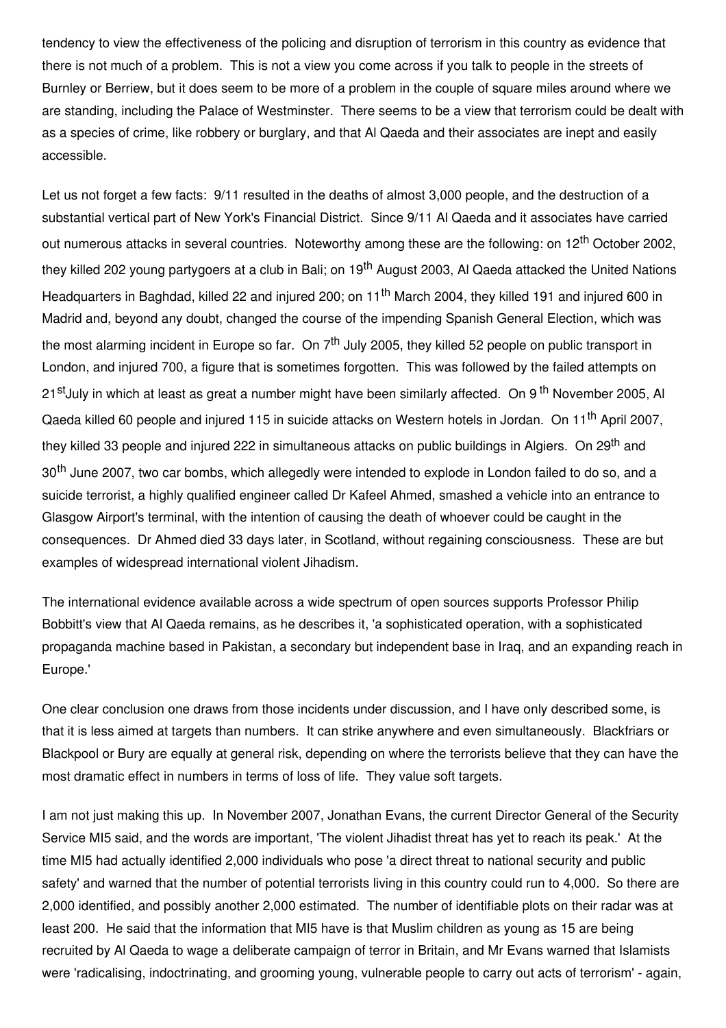tendency to view the effectiveness of the policing and disruption of terrorism in this country as evidence that there is not much of a problem. This is not a view you come across if you talk to people in the streets of Burnley or Berriew, but it does seem to be more of a problem in the couple of square miles around where we are standing, including the Palace of Westminster. There seems to be a view that terrorism could be dealt with as a species of crime, like robbery or burglary, and that Al Qaeda and their associates are inept and easily accessible.

Let us not forget a few facts: 9/11 resulted in the deaths of almost 3,000 people, and the destruction of a substantial vertical part of New York's Financial District. Since 9/11 Al Qaeda and it associates have carried out numerous attacks in several countries. Noteworthy among these are the following: on 12th October 2002, they killed 202 young partygoers at a club in Bali; on 19th August 2003, Al Qaeda attacked the United Nations Headquarters in Baghdad, killed 22 and injured 200; on 11th March 2004, they killed 191 and injured 600 in Madrid and, beyond any doubt, changed the course of the impending Spanish General Election, which was the most alarming incident in Europe so far. On 7th July 2005, they killed 52 people on public transport in London, and injured 700, a figure that is sometimes forgotten. This was followed by the failed attempts on 21st July in which at least as great a number might have been similarly affected. On 9th November 2005, Al Qaeda killed 60 people and injured 115 in suicide attacks on Western hotels in Jordan. On 11th April 2007, they killed 33 people and injured 222 in simultaneous attacks on public buildings in Algiers. On 29th and 30th June 2007, two car bombs, which allegedly were intended to explode in London failed to do so, and a suicide terrorist, a highly qualified engineer called Dr Kafeel Ahmed, smashed a vehicle into an entrance to Glasgow Airport's terminal, with the intention of causing the death of whoever could be caught in the consequences. Dr Ahmed died 33 days later, in Scotland, without regaining consciousness. These are but examples of widespread international violent Jihadism.

The international evidence available across a wide spectrum of open sources supports Professor Philip Bobbitt's view that Al Qaeda remains, as he describes it, 'a sophisticated operation, with a sophisticated propaganda machine based in Pakistan, a secondary but independent base in Iraq, and an expanding reach in Europe.'

One clear conclusion one draws from those incidents under discussion, and I have only described some, is that it is less aimed at targets than numbers. It can strike anywhere and even simultaneously. Blackfriars or Blackpool or Bury are equally at general risk, depending on where the terrorists believe that they can have the most dramatic effect in numbers in terms of loss of life. They value soft targets.

I am not just making this up. In November 2007, Jonathan Evans, the current Director General of the Security Service MI5 said, and the words are important, 'The violent Jihadist threat has yet to reach its peak.' At the time MI5 had actually identified 2,000 individuals who pose 'a direct threat to national security and public safety' and warned that the number of potential terrorists living in this country could run to 4,000. So there are 2,000 identified, and possibly another 2,000 estimated. The number of identifiable plots on their radar was at least 200. He said that the information that MI5 have is that Muslim children as young as 15 are being recruited by Al Qaeda to wage a deliberate campaign of terror in Britain, and Mr Evans warned that Islamists were 'radicalising, indoctrinating, and grooming young, vulnerable people to carry out acts of terrorism' - again,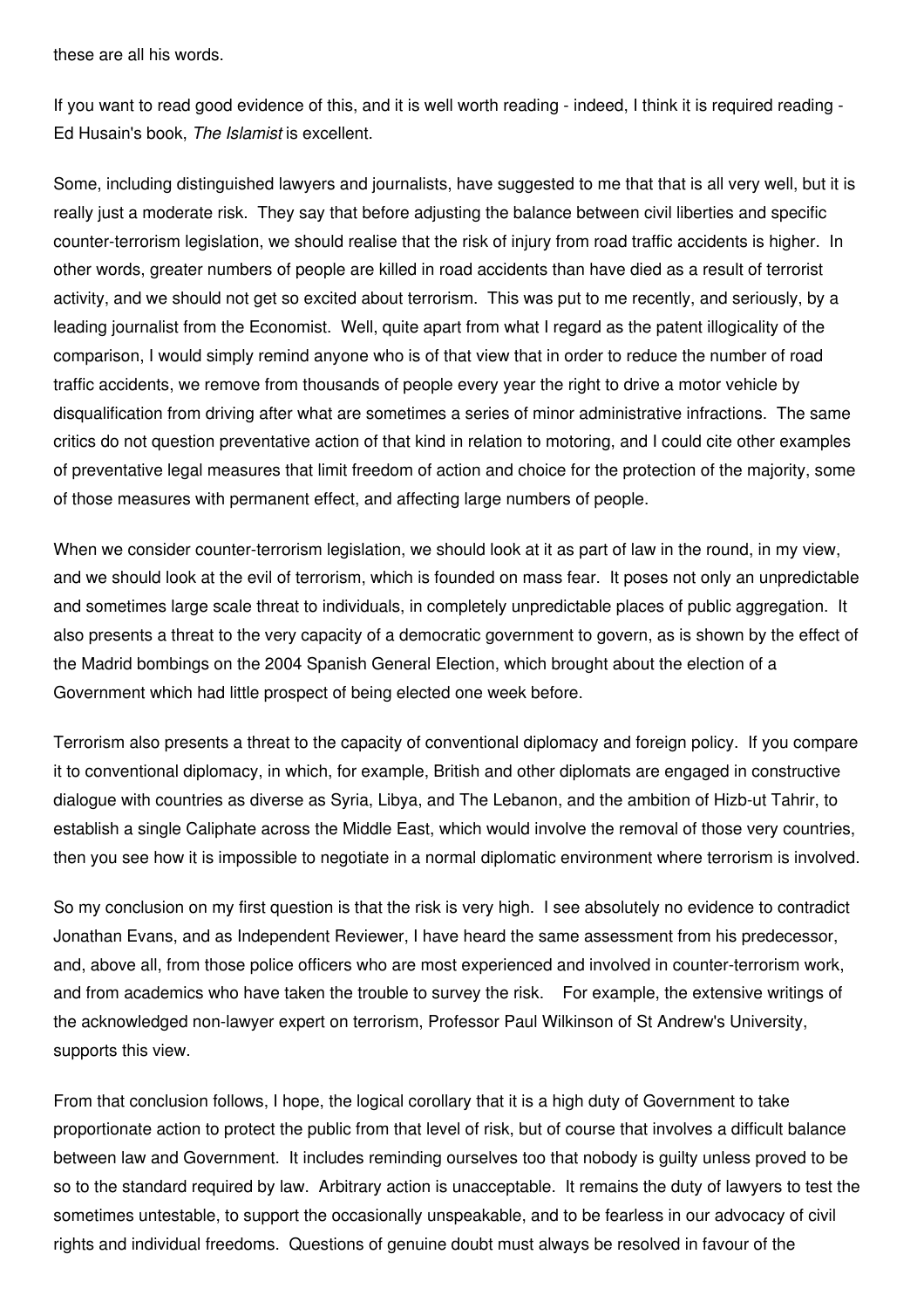these are all his words.

If you want to read good evidence of this, and it is well worth reading - indeed, I think it is required reading - Ed Husain's book, *The Islamist* is excellent.

Some, including distinguished lawyers and journalists, have suggested to me that that is all very well, but it is really just a moderate risk. They say that before adjusting the balance between civil liberties and specific counter-terrorism legislation, we should realise that the risk of injury from road traffic accidents is higher. In other words, greater numbers of people are killed in road accidents than have died as a result of terrorist activity, and we should not get so excited about terrorism. This was put to me recently, and seriously, by a leading journalist from the Economist. Well, quite apart from what I regard as the patent illogicality of the comparison, I would simply remind anyone who is of that view that in order to reduce the number of road traffic accidents, we remove from thousands of people every year the right to drive a motor vehicle by disqualification from driving after what are sometimes a series of minor administrative infractions. The same critics do not question preventative action of that kind in relation to motoring, and I could cite other examples of preventative legal measures that limit freedom of action and choice for the protection of the majority, some of those measures with permanent effect, and affecting large numbers of people.

When we consider counter-terrorism legislation, we should look at it as part of law in the round, in my view, and we should look at the evil of terrorism, which is founded on mass fear. It poses not only an unpredictable and sometimes large scale threat to individuals, in completely unpredictable places of public aggregation. It also presents a threat to the very capacity of a democratic government to govern, as is shown by the effect of the Madrid bombings on the 2004 Spanish General Election, which brought about the election of a Government which had little prospect of being elected one week before.

Terrorism also presents a threat to the capacity of conventional diplomacy and foreign policy. If you compare it to conventional diplomacy, in which, for example, British and other diplomats are engaged in constructive dialogue with countries as diverse as Syria, Libya, and The Lebanon, and the ambition of Hizb-ut Tahrir, to establish a single Caliphate across the Middle East, which would involve the removal of those very countries, then you see how it is impossible to negotiate in a normal diplomatic environment where terrorism is involved.

So my conclusion on my first question is that the risk is very high. I see absolutely no evidence to contradict Jonathan Evans, and as Independent Reviewer, I have heard the same assessment from his predecessor, and, above all, from those police officers who are most experienced and involved in counter-terrorism work, and from academics who have taken the trouble to survey the risk. For example, the extensive writings of the acknowledged non-lawyer expert on terrorism, Professor Paul Wilkinson of St Andrew's University, supports this view.

From that conclusion follows, I hope, the logical corollary that it is a high duty of Government to take proportionate action to protect the public from that level of risk, but of course that involves a difficult balance between law and Government. It includes reminding ourselves too that nobody is guilty unless proved to be so to the standard required by law. Arbitrary action is unacceptable. It remains the duty of lawyers to test the sometimes untestable, to support the occasionally unspeakable, and to be fearless in our advocacy of civil rights and individual freedoms. Questions of genuine doubt must always be resolved in favour of the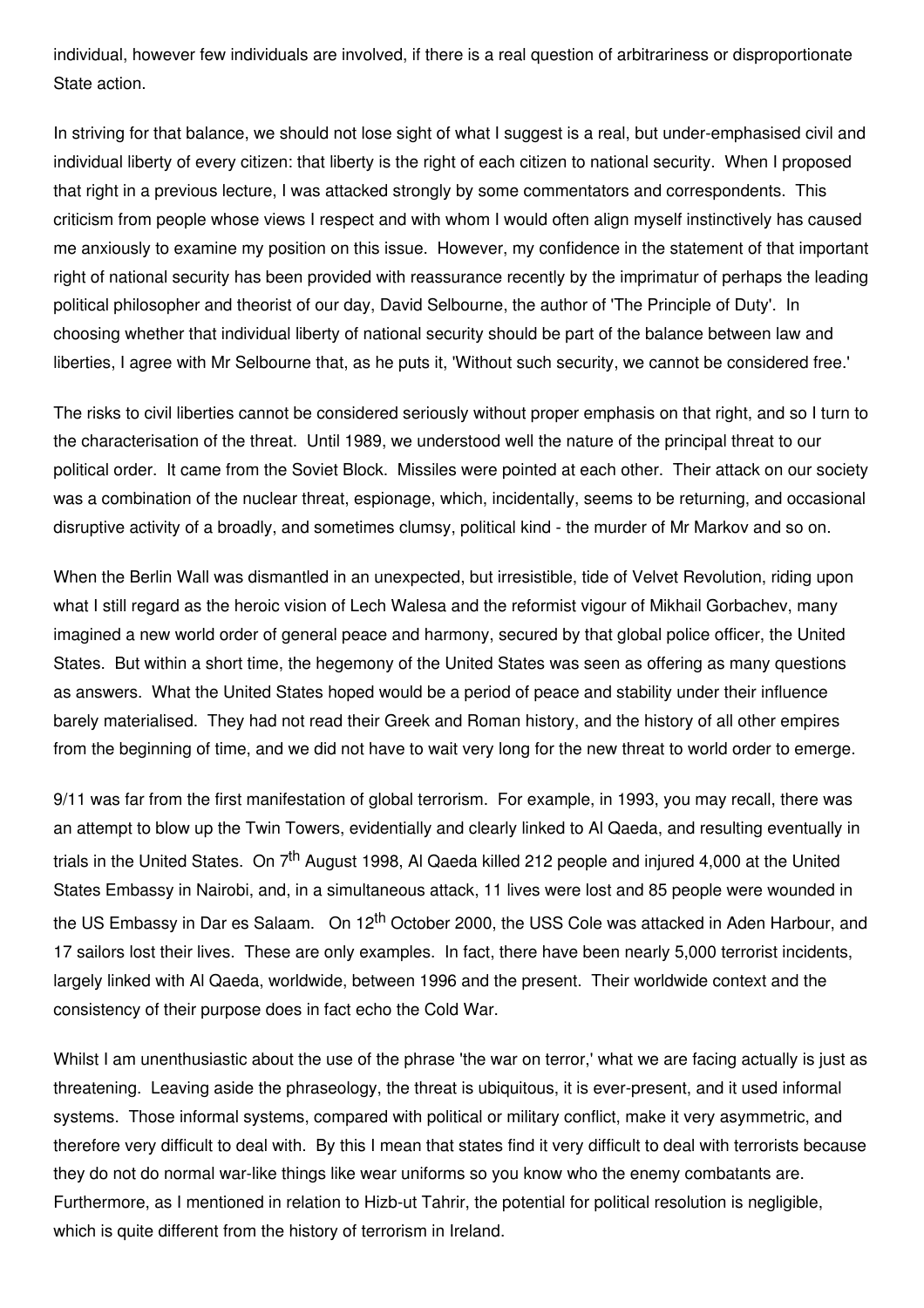individual, however few individuals are involved, if there is a real question of arbitrariness or disproportionate State action.

In striving for that balance, we should not lose sight of what I suggest is a real, but under-emphasised civil and individual liberty of every citizen: that liberty is the right of each citizen to national security. When I proposed that right in a previous lecture, I was attacked strongly by some commentators and correspondents. This criticism from people whose views I respect and with whom I would often align myself instinctively has caused me anxiously to examine my position on this issue. However, my confidence in the statement of that important right of national security has been provided with reassurance recently by the imprimatur of perhaps the leading political philosopher and theorist of our day, David Selbourne, the author of 'The Principle of Duty'. In choosing whether that individual liberty of national security should be part of the balance between law and liberties, I agree with Mr Selbourne that, as he puts it, 'Without such security, we cannot be considered free.'

The risks to civil liberties cannot be considered seriously without proper emphasis on that right, and so I turn to the characterisation of the threat. Until 1989, we understood well the nature of the principal threat to our political order. It came from the Soviet Block. Missiles were pointed at each other. Their attack on our society was a combination of the nuclear threat, espionage, which, incidentally, seems to be returning, and occasional disruptive activity of a broadly, and sometimes clumsy, political kind - the murder of Mr Markov and so on.

When the Berlin Wall was dismantled in an unexpected, but irresistible, tide of Velvet Revolution, riding upon what I still regard as the heroic vision of Lech Walesa and the reformist vigour of Mikhail Gorbachev, many imagined a new world order of general peace and harmony, secured by that global police officer, the United States. But within a short time, the hegemony of the United States was seen as offering as many questions as answers. What the United States hoped would be a period of peace and stability under their influence barely materialised. They had not read their Greek and Roman history, and the history of all other empires from the beginning of time, and we did not have to wait very long for the new threat to world order to emerge.

9/11 was far from the first manifestation of global terrorism. For example, in 1993, you may recall, there was an attempt to blow up the Twin Towers, evidentially and clearly linked to Al Qaeda, and resulting eventually in trials in the United States. On 7th August 1998, Al Qaeda killed 212 people and injured 4,000 at the United States Embassy in Nairobi, and, in a simultaneous attack, 11 lives were lost and 85 people were wounded in the US Embassy in Dar es Salaam. On 12th October 2000, the USS Cole was attacked in Aden Harbour, and 17 sailors lost their lives. These are only examples. In fact, there have been nearly 5,000 terrorist incidents, largely linked with Al Qaeda, worldwide, between 1996 and the present. Their worldwide context and the consistency of their purpose does in fact echo the Cold War.

Whilst I am unenthusiastic about the use of the phrase 'the war on terror,' what we are facing actually is just as threatening. Leaving aside the phraseology, the threat is ubiquitous, it is ever-present, and it used informal systems. Those informal systems, compared with political or military conflict, make it very asymmetric, and therefore very difficult to deal with. By this I mean that states find it very difficult to deal with terrorists because they do not do normal war-like things like wear uniforms so you know who the enemy combatants are. Furthermore, as I mentioned in relation to Hizb-ut Tahrir, the potential for political resolution is negligible, which is quite different from the history of terrorism in Ireland.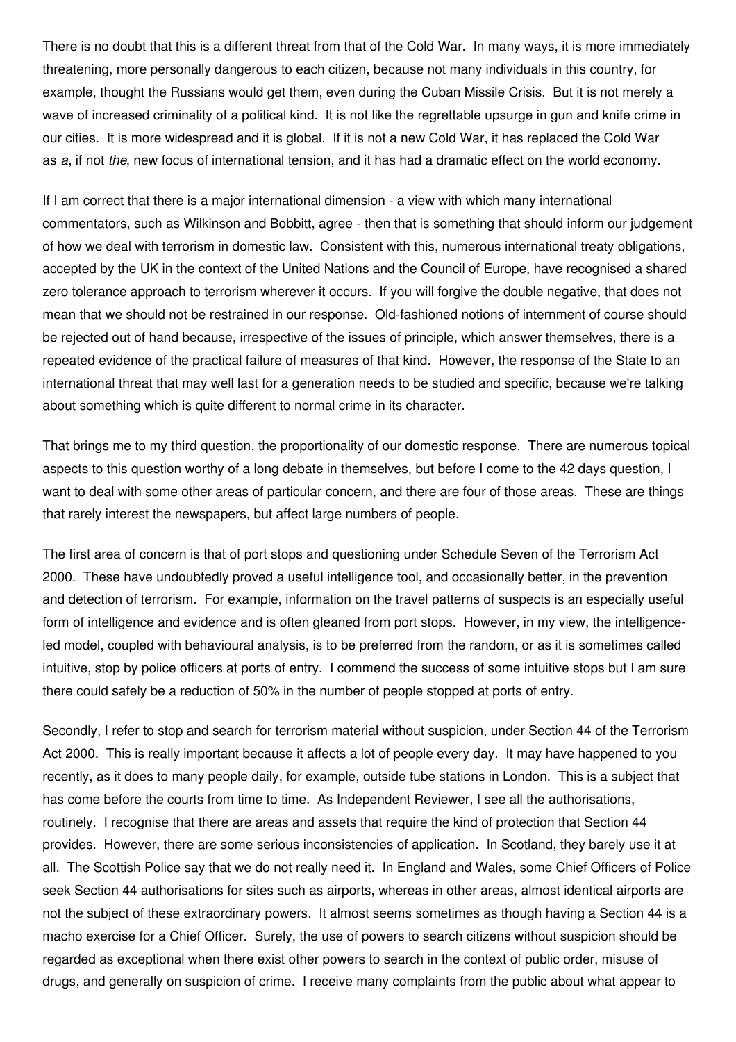There is no doubt that this is a different threat from that of the Cold War. In many ways, it is more immediately threatening, more personally dangerous to each citizen, because not many individuals in this country, for example, thought the Russians would get them, even during the Cuban Missile Crisis. But it is not merely a wave of increased criminality of a political kind. It is not like the regrettable upsurge in gun and knife crime in our cities. It is more widespread and it is global. If it is not a new Cold War, it has replaced the Cold War as *a*, if not *the*, new focus of international tension, and it has had a dramatic effect on the world economy.

If I am correct that there is a major international dimension - a view with which many international commentators, such as Wilkinson and Bobbitt, agree - then that is something that should inform our judgement of how we deal with terrorism in domestic law. Consistent with this, numerous international treaty obligations, accepted by the UK in the context of the United Nations and the Council of Europe, have recognised a shared zero tolerance approach to terrorism wherever it occurs. If you will forgive the double negative, that does not mean that we should not be restrained in our response. Old-fashioned notions of internment of course should be rejected out of hand because, irrespective of the issues of principle, which answer themselves, there is a repeated evidence of the practical failure of measures of that kind. However, the response of the State to an international threat that may well last for a generation needs to be studied and specific, because we're talking about something which is quite different to normal crime in its character.

That brings me to my third question, the proportionality of our domestic response. There are numerous topical aspects to this question worthy of a long debate in themselves, but before I come to the 42 days question, I want to deal with some other areas of particular concern, and there are four of those areas. These are things that rarely interest the newspapers, but affect large numbers of people.

The first area of concern is that of port stops and questioning under Schedule Seven of the Terrorism Act 2000. These have undoubtedly proved a useful intelligence tool, and occasionally better, in the prevention and detection of terrorism. For example, information on the travel patterns of suspects is an especially useful form of intelligence and evidence and is often gleaned from port stops. However, in my view, the intelligence-led model, coupled with behavioural analysis, is to be preferred from the random, or as it is sometimes called intuitive, stop by police officers at ports of entry. I commend the success of some intuitive stops but I am sure there could safely be a reduction of 50% in the number of people stopped at ports of entry.

Secondly, I refer to stop and search for terrorism material without suspicion, under Section 44 of the Terrorism Act 2000. This is really important because it affects a lot of people every day. It may have happened to you recently, as it does to many people daily, for example, outside tube stations in London. This is a subject that has come before the courts from time to time. As Independent Reviewer, I see all the authorisations, routinely. I recognise that there are areas and assets that require the kind of protection that Section 44 provides. However, there are some serious inconsistencies of application. In Scotland, they barely use it at all. The Scottish Police say that we do not really need it. In England and Wales, some Chief Officers of Police seek Section 44 authorisations for sites such as airports, whereas in other areas, almost identical airports are not the subject of these extraordinary powers. It almost seems sometimes as though having a Section 44 is a macho exercise for a Chief Officer. Surely, the use of powers to search citizens without suspicion should be regarded as exceptional when there exist other powers to search in the context of public order, misuse of drugs, and generally on suspicion of crime. I receive many complaints from the public about what appear to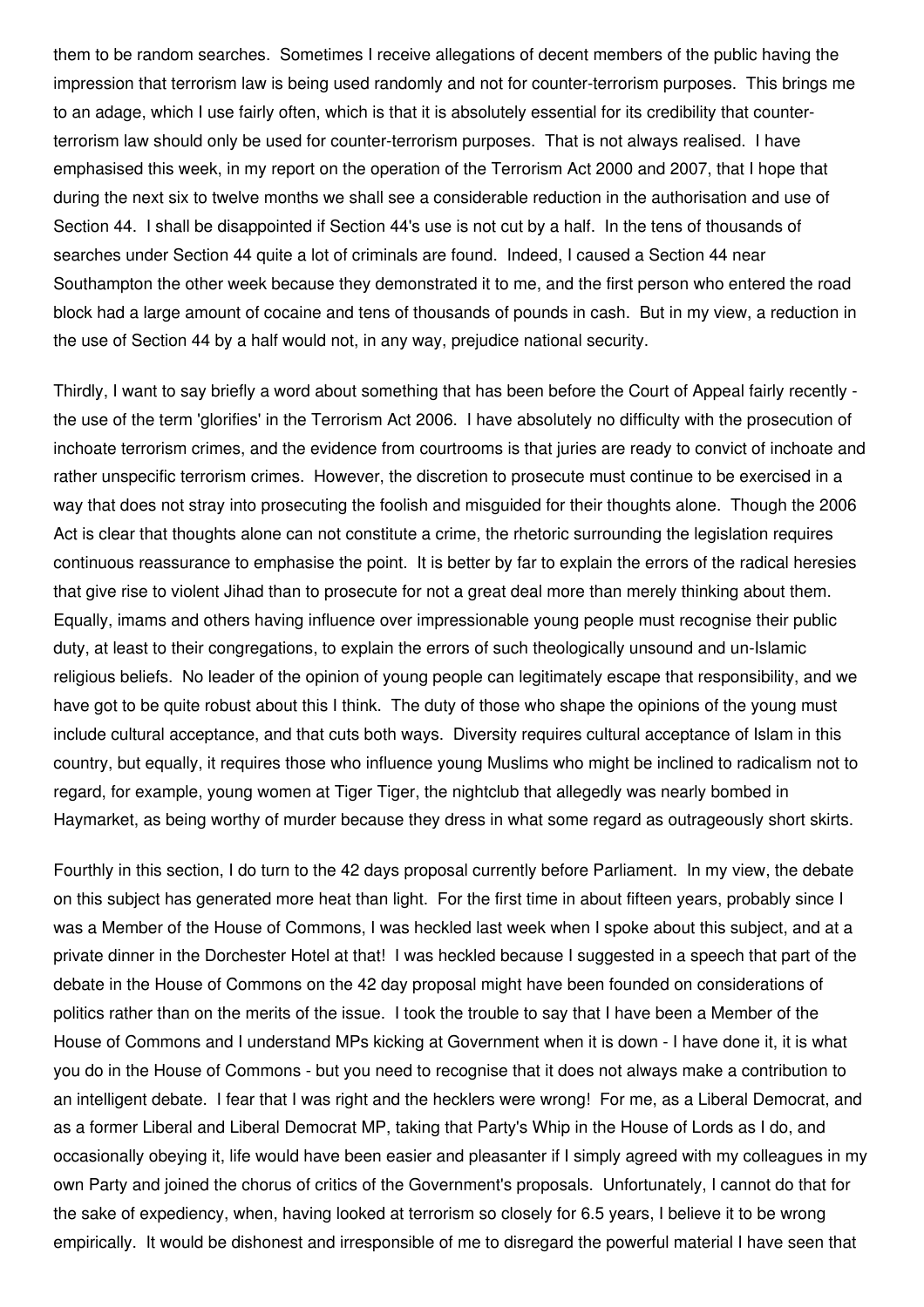them to be random searches. Sometimes I receive allegations of decent members of the public having the impression that terrorism law is being used randomly and not for counter-terrorism purposes. This brings me to an adage, which I use fairly often, which is that it is absolutely essential for its credibility that counter-terrorism law should only be used for counter-terrorism purposes. That is not always realised. I have emphasised this week, in my report on the operation of the Terrorism Act 2000 and 2007, that I hope that during the next six to twelve months we shall see a considerable reduction in the authorisation and use of Section 44. I shall be disappointed if Section 44's use is not cut by a half. In the tens of thousands of searches under Section 44 quite a lot of criminals are found. Indeed, I caused a Section 44 near Southampton the other week because they demonstrated it to me, and the first person who entered the road block had a large amount of cocaine and tens of thousands of pounds in cash. But in my view, a reduction in the use of Section 44 by a half would not, in any way, prejudice national security.

Thirdly, I want to say briefly a word about something that has been before the Court of Appeal fairly recently - the use of the term 'glorifies' in the Terrorism Act 2006. I have absolutely no difficulty with the prosecution of inchoate terrorism crimes, and the evidence from courtrooms is that juries are ready to convict of inchoate and rather unspecific terrorism crimes. However, the discretion to prosecute must continue to be exercised in a way that does not stray into prosecuting the foolish and misguided for their thoughts alone. Though the 2006 Act is clear that thoughts alone can not constitute a crime, the rhetoric surrounding the legislation requires continuous reassurance to emphasise the point. It is better by far to explain the errors of the radical heresies that give rise to violent Jihad than to prosecute for not a great deal more than merely thinking about them. Equally, imams and others having influence over impressionable young people must recognise their public duty, at least to their congregations, to explain the errors of such theologically unsound and un-Islamic religious beliefs. No leader of the opinion of young people can legitimately escape that responsibility, and we have got to be quite robust about this I think. The duty of those who shape the opinions of the young must include cultural acceptance, and that cuts both ways. Diversity requires cultural acceptance of Islam in this country, but equally, it requires those who influence young Muslims who might be inclined to radicalism not to regard, for example, young women at Tiger Tiger, the nightclub that allegedly was nearly bombed in Haymarket, as being worthy of murder because they dress in what some regard as outrageously short skirts.

Fourthly in this section, I do turn to the 42 days proposal currently before Parliament. In my view, the debate on this subject has generated more heat than light. For the first time in about fifteen years, probably since I was a Member of the House of Commons, I was heckled last week when I spoke about this subject, and at a private dinner in the Dorchester Hotel at that! I was heckled because I suggested in a speech that part of the debate in the House of Commons on the 42 day proposal might have been founded on considerations of politics rather than on the merits of the issue. I took the trouble to say that I have been a Member of the House of Commons and I understand MPs kicking at Government when it is down - I have done it, it is what you do in the House of Commons - but you need to recognise that it does not always make a contribution to an intelligent debate. I fear that I was right and the hecklers were wrong! For me, as a Liberal Democrat, and as a former Liberal and Liberal Democrat MP, taking that Party's Whip in the House of Lords as I do, and occasionally obeying it, life would have been easier and pleasanter if I simply agreed with my colleagues in my own Party and joined the chorus of critics of the Government's proposals. Unfortunately, I cannot do that for the sake of expediency, when, having looked at terrorism so closely for 6.5 years, I believe it to be wrong empirically. It would be dishonest and irresponsible of me to disregard the powerful material I have seen that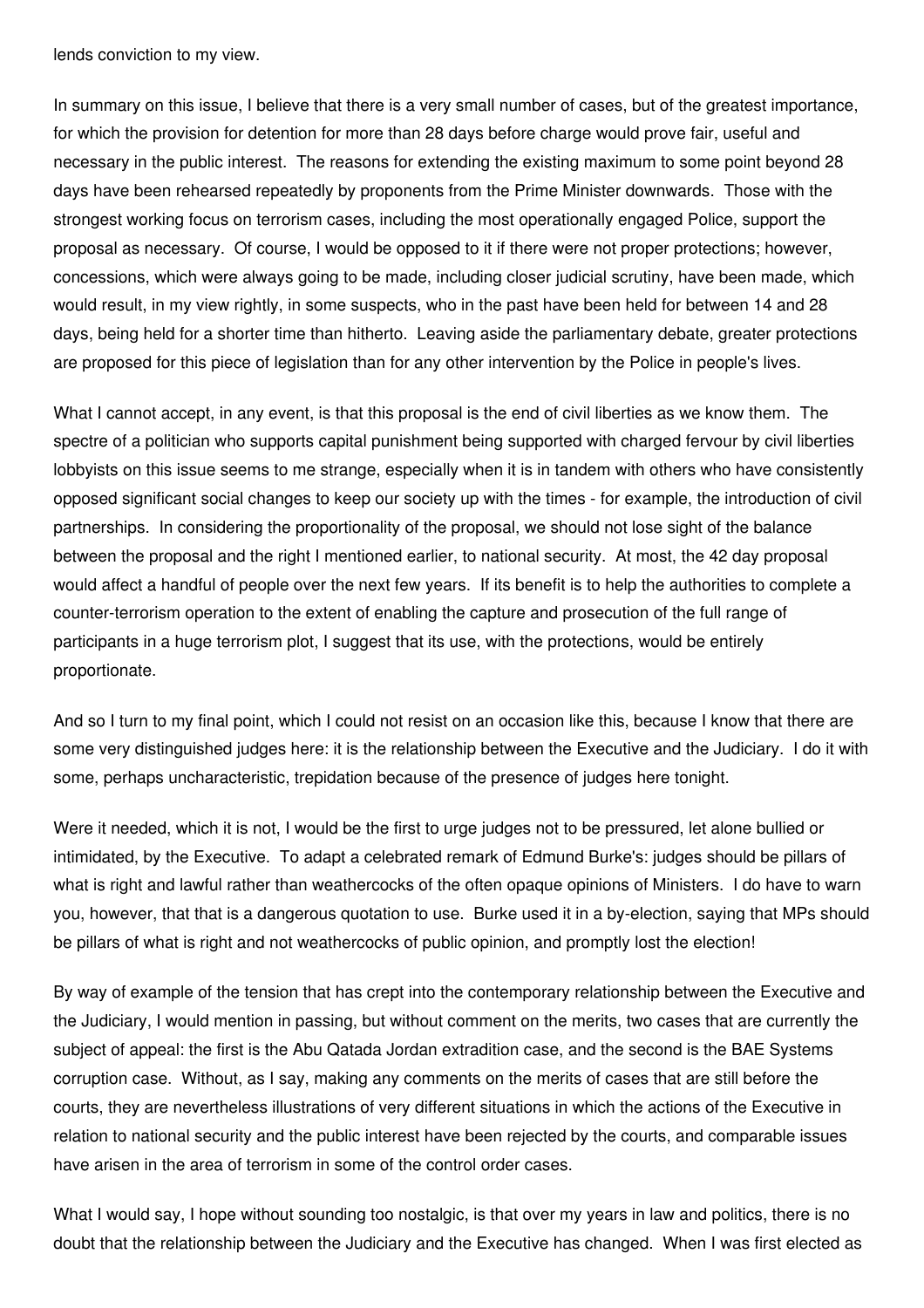lends conviction to my view.

In summary on this issue, I believe that there is a very small number of cases, but of the greatest importance, for which the provision for detention for more than 28 days before charge would prove fair, useful and necessary in the public interest. The reasons for extending the existing maximum to some point beyond 28 days have been rehearsed repeatedly by proponents from the Prime Minister downwards. Those with the strongest working focus on terrorism cases, including the most operationally engaged Police, support the proposal as necessary. Of course, I would be opposed to it if there were not proper protections; however, concessions, which were always going to be made, including closer judicial scrutiny, have been made, which would result, in my view rightly, in some suspects, who in the past have been held for between 14 and 28 days, being held for a shorter time than hitherto. Leaving aside the parliamentary debate, greater protections are proposed for this piece of legislation than for any other intervention by the Police in people's lives.

What I cannot accept, in any event, is that this proposal is the end of civil liberties as we know them. The spectre of a politician who supports capital punishment being supported with charged fervour by civil liberties lobbyists on this issue seems to me strange, especially when it is in tandem with others who have consistently opposed significant social changes to keep our society up with the times - for example, the introduction of civil partnerships. In considering the proportionality of the proposal, we should not lose sight of the balance between the proposal and the right I mentioned earlier, to national security. At most, the 42 day proposal would affect a handful of people over the next few years. If its benefit is to help the authorities to complete a counter-terrorism operation to the extent of enabling the capture and prosecution of the full range of participants in a huge terrorism plot, I suggest that its use, with the protections, would be entirely proportionate.

And so I turn to my final point, which I could not resist on an occasion like this, because I know that there are some very distinguished judges here: it is the relationship between the Executive and the Judiciary. I do it with some, perhaps uncharacteristic, trepidation because of the presence of judges here tonight.

Were it needed, which it is not, I would be the first to urge judges not to be pressured, let alone bullied or intimidated, by the Executive. To adapt a celebrated remark of Edmund Burke's: judges should be pillars of what is right and lawful rather than weathercocks of the often opaque opinions of Ministers. I do have to warn you, however, that that is a dangerous quotation to use. Burke used it in a by-election, saying that MPs should be pillars of what is right and not weathercocks of public opinion, and promptly lost the election!

By way of example of the tension that has crept into the contemporary relationship between the Executive and the Judiciary, I would mention in passing, but without comment on the merits, two cases that are currently the subject of appeal: the first is the Abu Qatada Jordan extradition case, and the second is the BAE Systems corruption case. Without, as I say, making any comments on the merits of cases that are still before the courts, they are nevertheless illustrations of very different situations in which the actions of the Executive in relation to national security and the public interest have been rejected by the courts, and comparable issues have arisen in the area of terrorism in some of the control order cases.

What I would say, I hope without sounding too nostalgic, is that over my years in law and politics, there is no doubt that the relationship between the Judiciary and the Executive has changed. When I was first elected as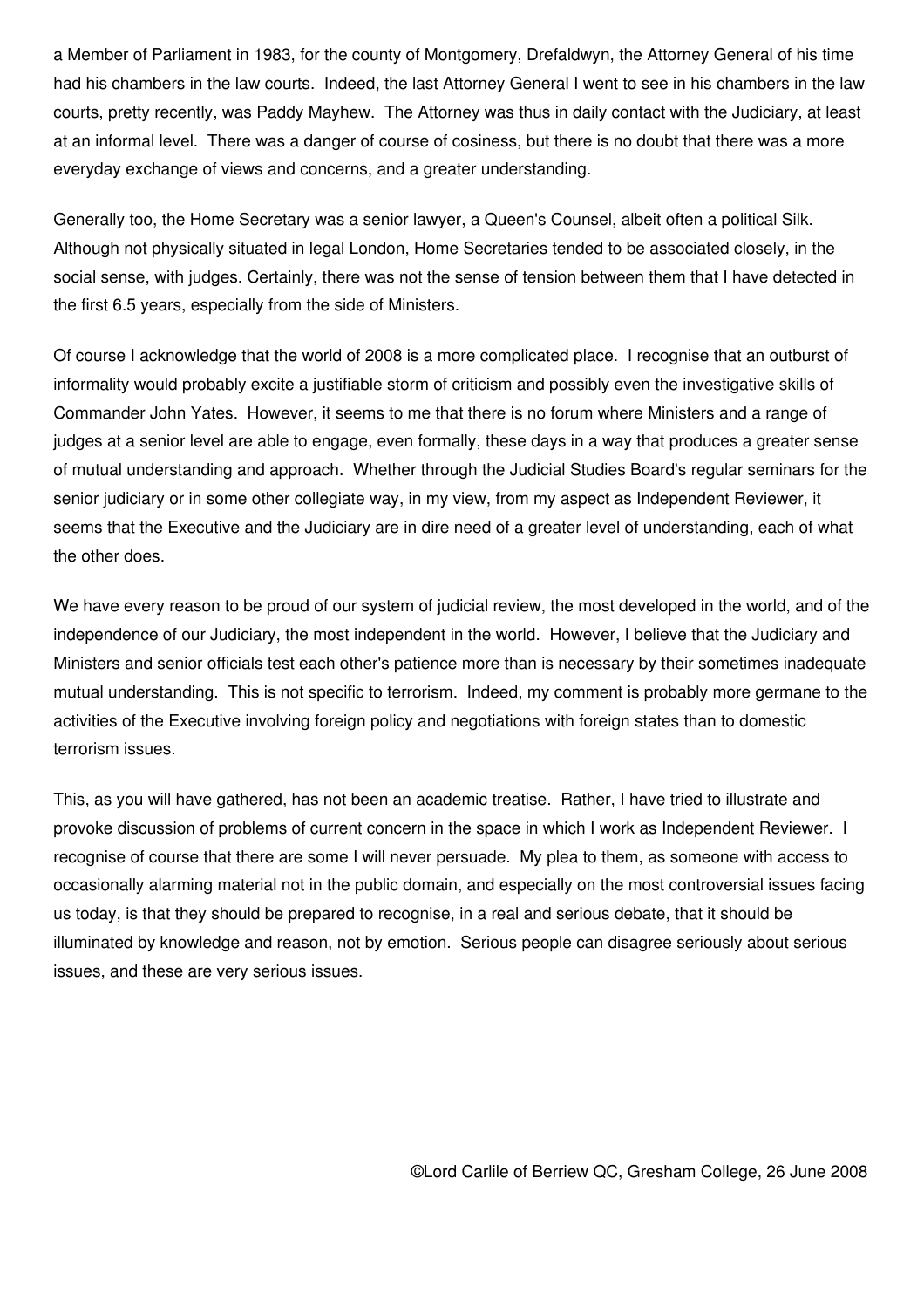a Member of Parliament in 1983, for the county of Montgomery, Drefaldwyn, the Attorney General of his time had his chambers in the law courts. Indeed, the last Attorney General I went to see in his chambers in the law courts, pretty recently, was Paddy Mayhew. The Attorney was thus in daily contact with the Judiciary, at least at an informal level. There was a danger of course of cosiness, but there is no doubt that there was a more everyday exchange of views and concerns, and a greater understanding.

Generally too, the Home Secretary was a senior lawyer, a Queen's Counsel, albeit often a political Silk. Although not physically situated in legal London, Home Secretaries tended to be associated closely, in the social sense, with judges. Certainly, there was not the sense of tension between them that I have detected in the first 6.5 years, especially from the side of Ministers.

Of course I acknowledge that the world of 2008 is a more complicated place. I recognise that an outburst of informality would probably excite a justifiable storm of criticism and possibly even the investigative skills of Commander John Yates. However, it seems to me that there is no forum where Ministers and a range of judges at a senior level are able to engage, even formally, these days in a way that produces a greater sense of mutual understanding and approach. Whether through the Judicial Studies Board's regular seminars for the senior judiciary or in some other collegiate way, in my view, from my aspect as Independent Reviewer, it seems that the Executive and the Judiciary are in dire need of a greater level of understanding, each of what the other does.

We have every reason to be proud of our system of judicial review, the most developed in the world, and of the independence of our Judiciary, the most independent in the world. However, I believe that the Judiciary and Ministers and senior officials test each other's patience more than is necessary by their sometimes inadequate mutual understanding. This is not specific to terrorism. Indeed, my comment is probably more germane to the activities of the Executive involving foreign policy and negotiations with foreign states than to domestic terrorism issues.

This, as you will have gathered, has not been an academic treatise. Rather, I have tried to illustrate and provoke discussion of problems of current concern in the space in which I work as Independent Reviewer. I recognise of course that there are some I will never persuade. My plea to them, as someone with access to occasionally alarming material not in the public domain, and especially on the most controversial issues facing us today, is that they should be prepared to recognise, in a real and serious debate, that it should be illuminated by knowledge and reason, not by emotion. Serious people can disagree seriously about serious issues, and these are very serious issues.

©Lord Carlile of Berriew QC, Gresham College, 26 June 2008